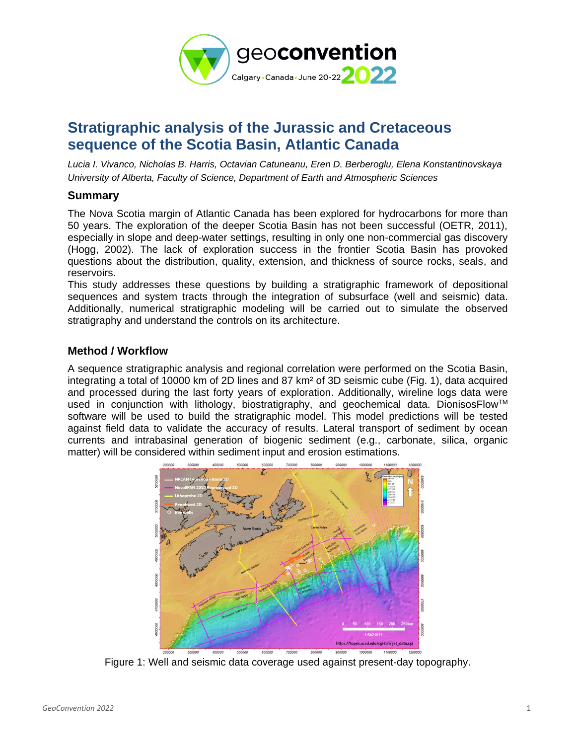# Stratigraphic analysis of the Jurassic and Cretaceous sequence of the Scotia Basin, Atlantic Canada

*Lucia I. Vivanco, Nicholas B. Harris, Octavian Catuneanu, Eren D. Berberoglu, Elena Konstantinovskaya*
*University of Alberta, Faculty of Science, Department of Earth and Atmospheric Sciences*

## Summary

The Nova Scotia margin of Atlantic Canada has been explored for hydrocarbons for more than 50 years. The exploration of the deeper Scotia Basin has not been successful (OETR, 2011), especially in slope and deep-water settings, resulting in only one non-commercial gas discovery (Hogg, 2002). The lack of exploration success in the frontier Scotia Basin has provoked questions about the distribution, quality, extension, and thickness of source rocks, seals, and reservoirs.

This study addresses these questions by building a stratigraphic framework of depositional sequences and system tracts through the integration of subsurface (well and seismic) data. Additionally, numerical stratigraphic modeling will be carried out to simulate the observed stratigraphy and understand the controls on its architecture.

## Method / Workflow

A sequence stratigraphic analysis and regional correlation were performed on the Scotia Basin, integrating a total of 10000 km of 2D lines and 87 km² of 3D seismic cube (Fig. 1), data acquired and processed during the last forty years of exploration. Additionally, wireline logs data were used in conjunction with lithology, biostratigraphy, and geochemical data. DionisosFlow™ software will be used to build the stratigraphic model. This model predictions will be tested against field data to validate the accuracy of results. Lateral transport of sediment by ocean currents and intrabasinal generation of biogenic sediment (e.g., carbonate, silica, organic matter) will be considered within sediment input and erosion estimations.

Figure 1: Well and seismic data coverage used against present-day topography.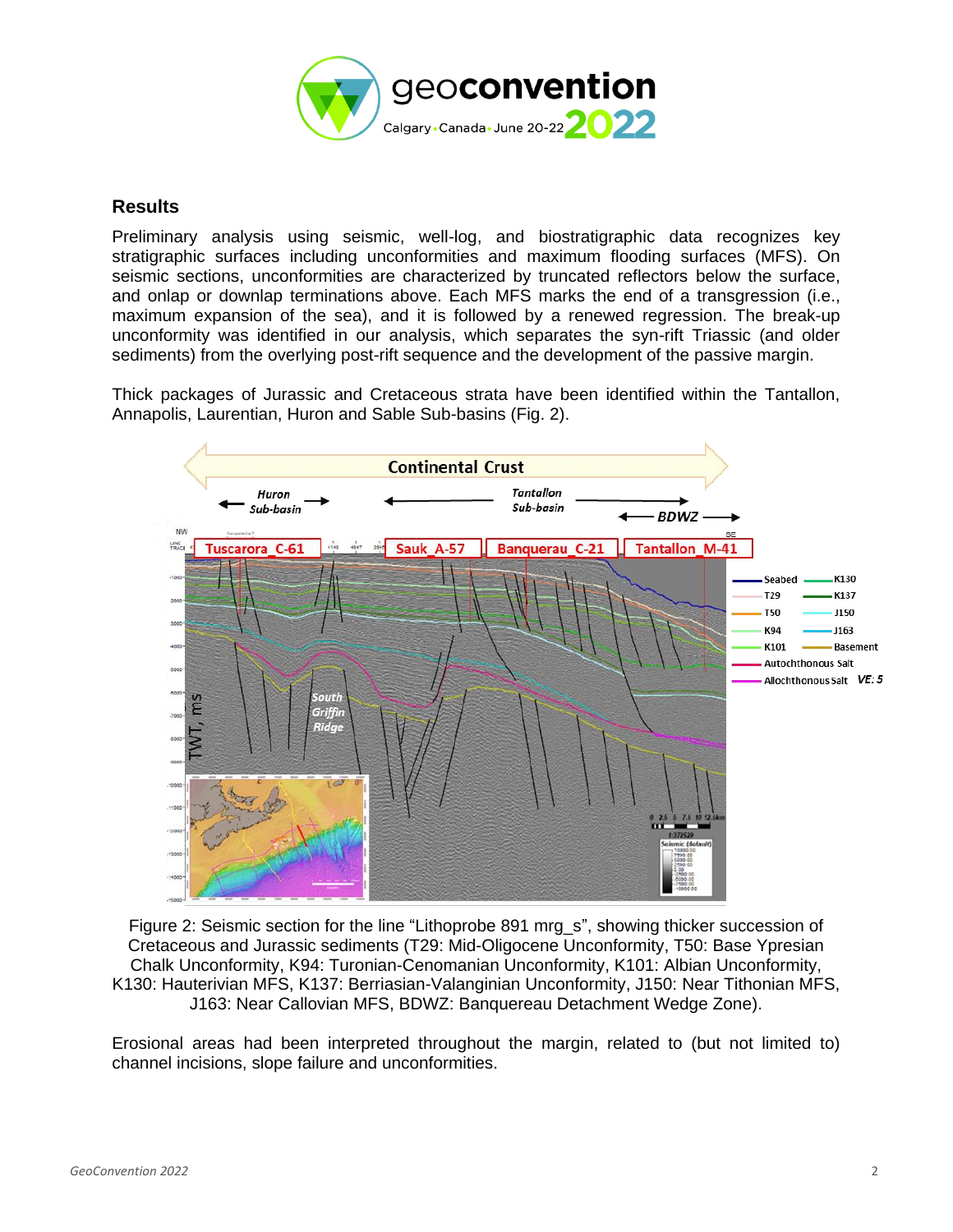## Results

Preliminary analysis using seismic, well-log, and biostratigraphic data recognizes key stratigraphic surfaces including unconformities and maximum flooding surfaces (MFS). On seismic sections, unconformities are characterized by truncated reflectors below the surface, and onlap or downlap terminations above. Each MFS marks the end of a transgression (i.e., maximum expansion of the sea), and it is followed by a renewed regression. The break-up unconformity was identified in our analysis, which separates the syn-rift Triassic (and older sediments) from the overlying post-rift sequence and the development of the passive margin.

Thick packages of Jurassic and Cretaceous strata have been identified within the Tantallon, Annapolis, Laurentian, Huron and Sable Sub-basins (Fig. 2).

Figure 2: Seismic section for the line "Lithoprobe 891 mrg_s", showing thicker succession of Cretaceous and Jurassic sediments (T29: Mid-Oligocene Unconformity, T50: Base Ypresian Chalk Unconformity, K94: Turonian-Cenomanian Unconformity, K101: Albian Unconformity, K130: Hauterivian MFS, K137: Berriasian-Valanginian Unconformity, J150: Near Tithonian MFS, J163: Near Callovian MFS, BDWZ: Banquereau Detachment Wedge Zone).

Erosional areas had been interpreted throughout the margin, related to (but not limited to) channel incisions, slope failure and unconformities.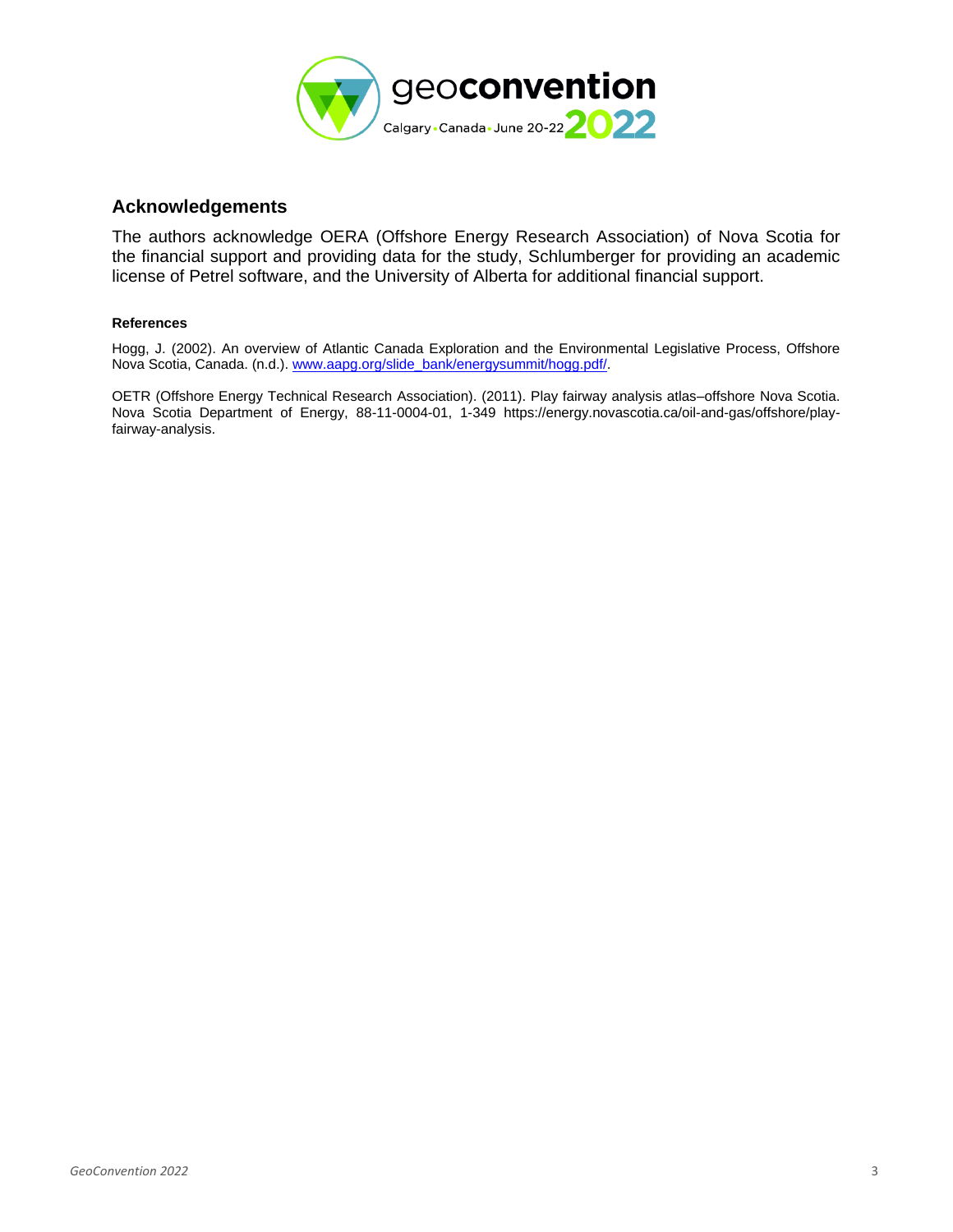## Acknowledgements

The authors acknowledge OERA (Offshore Energy Research Association) of Nova Scotia for the financial support and providing data for the study, Schlumberger for providing an academic license of Petrel software, and the University of Alberta for additional financial support.

#### References

Hogg, J. (2002). An overview of Atlantic Canada Exploration and the Environmental Legislative Process, Offshore Nova Scotia, Canada. (n.d.). www.aapg.org/slide_bank/energysummit/hogg.pdf/.

OETR (Offshore Energy Technical Research Association). (2011). Play fairway analysis atlas–offshore Nova Scotia. Nova Scotia Department of Energy, 88-11-0004-01, 1-349 https://energy.novascotia.ca/oil-and-gas/offshore/play-fairway-analysis.